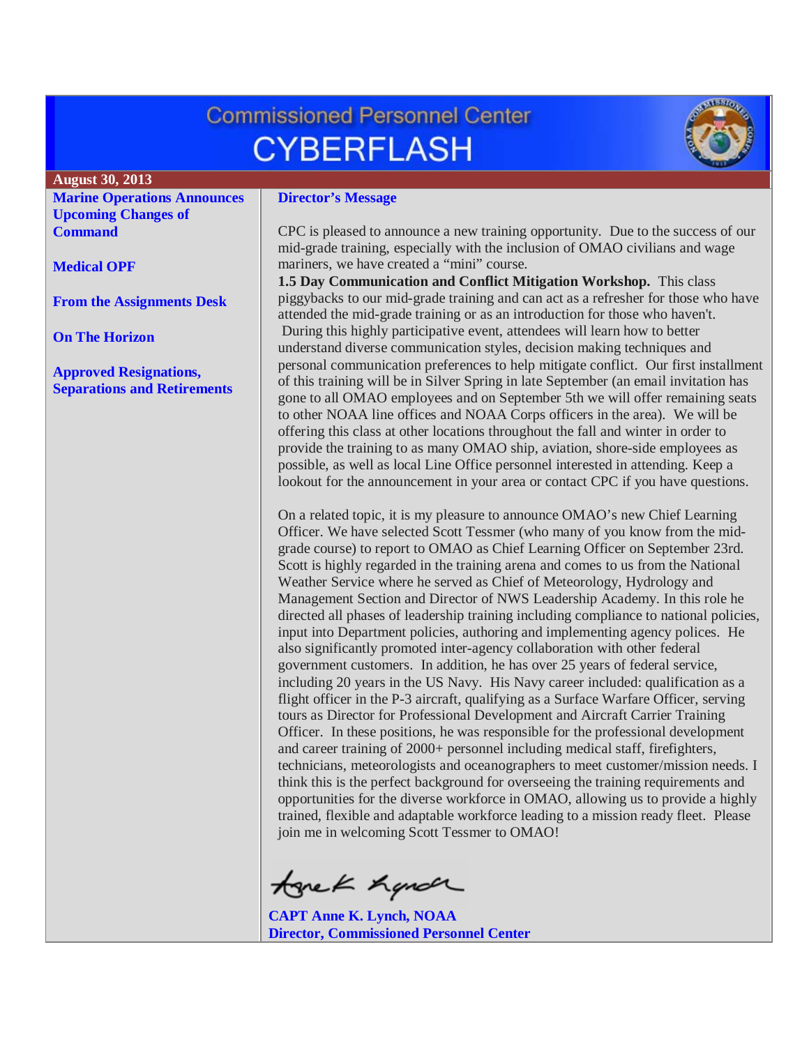# Commissioned Personnel Center CYBERFLASH

**August 30, 2013**

**Marine Operations Announces Upcoming Changes of Command**

**Medical OPF**

**From the Assignments Desk**

**On The Horizon**

**Approved Resignations, Separations and Retirements**

## Director's Message

CPC is pleased to announce a new training opportunity. Due to the success of our mid-grade training, especially with the inclusion of OMAO civilians and wage mariners, we have created a "mini" course.

**1.5 Day Communication and Conflict Mitigation Workshop.** This class piggybacks to our mid-grade training and can act as a refresher for those who have attended the mid-grade training or as an introduction for those who haven't. During this highly participative event, attendees will learn how to better understand diverse communication styles, decision making techniques and personal communication preferences to help mitigate conflict. Our first installment of this training will be in Silver Spring in late September (an email invitation has gone to all OMAO employees and on September 5th we will offer remaining seats to other NOAA line offices and NOAA Corps officers in the area). We will be offering this class at other locations throughout the fall and winter in order to provide the training to as many OMAO ship, aviation, shore-side employees as possible, as well as local Line Office personnel interested in attending. Keep a lookout for the announcement in your area or contact CPC if you have questions.

On a related topic, it is my pleasure to announce OMAO's new Chief Learning Officer. We have selected Scott Tessmer (who many of you know from the mid-grade course) to report to OMAO as Chief Learning Officer on September 23rd. Scott is highly regarded in the training arena and comes to us from the National Weather Service where he served as Chief of Meteorology, Hydrology and Management Section and Director of NWS Leadership Academy. In this role he directed all phases of leadership training including compliance to national policies, input into Department policies, authoring and implementing agency polices. He also significantly promoted inter-agency collaboration with other federal government customers. In addition, he has over 25 years of federal service, including 20 years in the US Navy. His Navy career included: qualification as a flight officer in the P-3 aircraft, qualifying as a Surface Warfare Officer, serving tours as Director for Professional Development and Aircraft Carrier Training Officer. In these positions, he was responsible for the professional development and career training of 2000+ personnel including medical staff, firefighters, technicians, meteorologists and oceanographers to meet customer/mission needs. I think this is the perfect background for overseeing the training requirements and opportunities for the diverse workforce in OMAO, allowing us to provide a highly trained, flexible and adaptable workforce leading to a mission ready fleet. Please join me in welcoming Scott Tessmer to OMAO!

**CAPT Anne K. Lynch, NOAA**
**Director, Commissioned Personnel Center**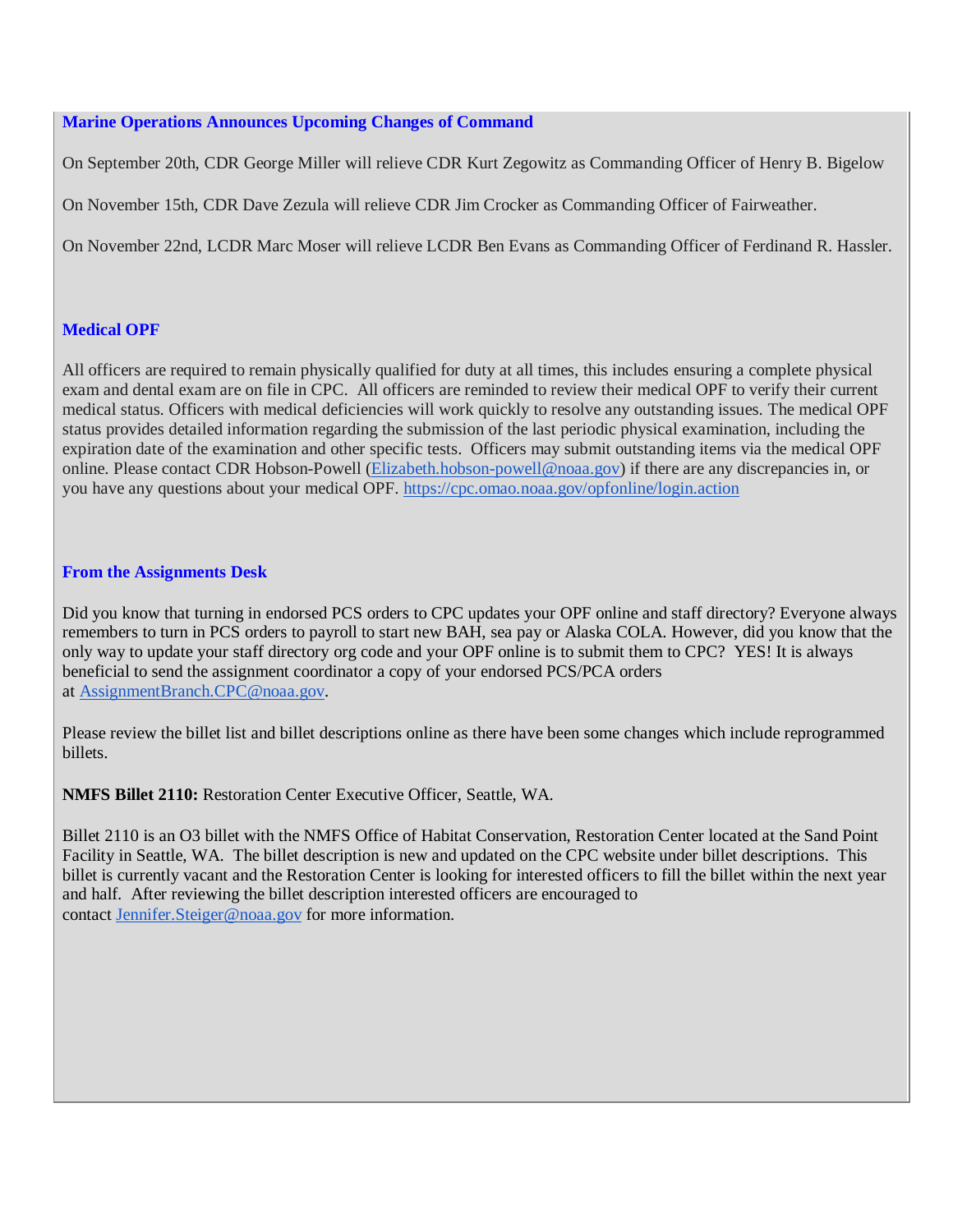### Marine Operations Announces Upcoming Changes of Command

On September 20th, CDR George Miller will relieve CDR Kurt Zegowitz as Commanding Officer of Henry B. Bigelow

On November 15th, CDR Dave Zezula will relieve CDR Jim Crocker as Commanding Officer of Fairweather.

On November 22nd, LCDR Marc Moser will relieve LCDR Ben Evans as Commanding Officer of Ferdinand R. Hassler.

### Medical OPF

All officers are required to remain physically qualified for duty at all times, this includes ensuring a complete physical exam and dental exam are on file in CPC. All officers are reminded to review their medical OPF to verify their current medical status. Officers with medical deficiencies will work quickly to resolve any outstanding issues. The medical OPF status provides detailed information regarding the submission of the last periodic physical examination, including the expiration date of the examination and other specific tests. Officers may submit outstanding items via the medical OPF online. Please contact CDR Hobson-Powell (Elizabeth.hobson-powell@noaa.gov) if there are any discrepancies in, or you have any questions about your medical OPF. https://cpc.omao.noaa.gov/opfonline/login.action

### From the Assignments Desk

Did you know that turning in endorsed PCS orders to CPC updates your OPF online and staff directory? Everyone always remembers to turn in PCS orders to payroll to start new BAH, sea pay or Alaska COLA. However, did you know that the only way to update your staff directory org code and your OPF online is to submit them to CPC? YES! It is always beneficial to send the assignment coordinator a copy of your endorsed PCS/PCA orders at AssignmentBranch.CPC@noaa.gov.

Please review the billet list and billet descriptions online as there have been some changes which include reprogrammed billets.

**NMFS Billet 2110:** Restoration Center Executive Officer, Seattle, WA.

Billet 2110 is an O3 billet with the NMFS Office of Habitat Conservation, Restoration Center located at the Sand Point Facility in Seattle, WA. The billet description is new and updated on the CPC website under billet descriptions. This billet is currently vacant and the Restoration Center is looking for interested officers to fill the billet within the next year and half. After reviewing the billet description interested officers are encouraged to contact Jennifer.Steiger@noaa.gov for more information.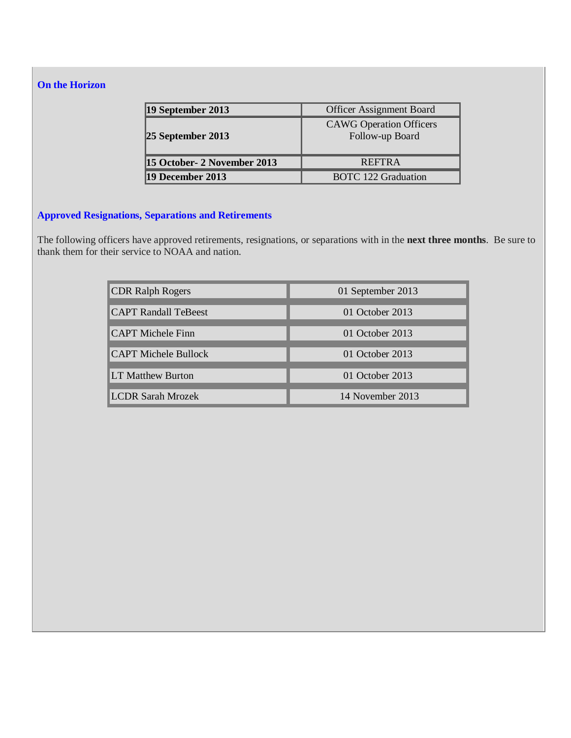## On the Horizon

| | |
|---|---|
| **19 September 2013** | Officer Assignment Board |
| **25 September 2013** | CAWG Operation Officers Follow-up Board |
| **15 October- 2 November 2013** | REFTRA |
| **19 December 2013** | BOTC 122 Graduation |

## Approved Resignations, Separations and Retirements

The following officers have approved retirements, resignations, or separations with in the **next three months**. Be sure to thank them for their service to NOAA and nation.

| | |
|---|---|
| CDR Ralph Rogers | 01 September 2013 |
| CAPT Randall TeBeest | 01 October 2013 |
| CAPT Michele Finn | 01 October 2013 |
| CAPT Michele Bullock | 01 October 2013 |
| LT Matthew Burton | 01 October 2013 |
| LCDR Sarah Mrozek | 14 November 2013 |